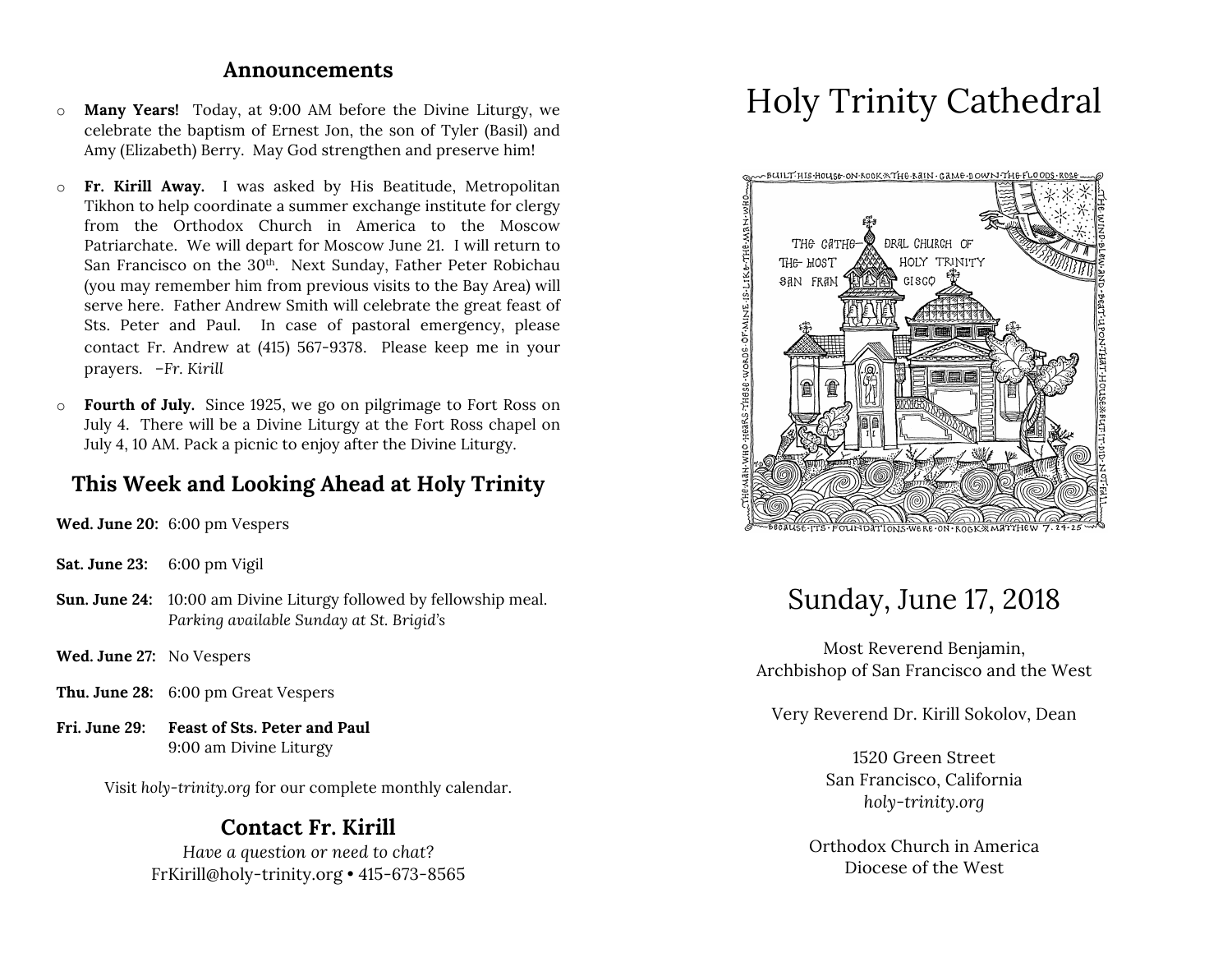## Announcements

- **Many Years!** Today, at 9:00 AM before the Divine Liturgy, we celebrate the baptism of Ernest Jon, the son of Tyler (Basil) and Amy (Elizabeth) Berry. May God strengthen and preserve him!
- **Fr. Kirill Away.** I was asked by His Beatitude, Metropolitan Tikhon to help coordinate a summer exchange institute for clergy from the Orthodox Church in America to the Moscow Patriarchate. We will depart for Moscow June 21. I will return to San Francisco on the 30th. Next Sunday, Father Peter Robichau (you may remember him from previous visits to the Bay Area) will serve here. Father Andrew Smith will celebrate the great feast of Sts. Peter and Paul. In case of pastoral emergency, please contact Fr. Andrew at (415) 567-9378. Please keep me in your prayers. *–Fr. Kirill*
- **Fourth of July.** Since 1925, we go on pilgrimage to Fort Ross on July 4. There will be a Divine Liturgy at the Fort Ross chapel on July 4, 10 AM. Pack a picnic to enjoy after the Divine Liturgy.

## This Week and Looking Ahead at Holy Trinity

**Wed. June 20:** 6:00 pm Vespers

**Sat. June 23:** 6:00 pm Vigil

**Sun. June 24:** 10:00 am Divine Liturgy followed by fellowship meal.
*Parking available Sunday at St. Brigid's*

**Wed. June 27:** No Vespers

**Thu. June 28:** 6:00 pm Great Vespers

**Fri. June 29:** **Feast of Sts. Peter and Paul**
9:00 am Divine Liturgy

Visit *holy-trinity.org* for our complete monthly calendar.

## Contact Fr. Kirill

*Have a question or need to chat?*
FrKirill@holy-trinity.org • 415-673-8565

# Holy Trinity Cathedral

## Sunday, June 17, 2018

Most Reverend Benjamin,
Archbishop of San Francisco and the West

Very Reverend Dr. Kirill Sokolov, Dean

1520 Green Street
San Francisco, California
*holy-trinity.org*

Orthodox Church in America
Diocese of the West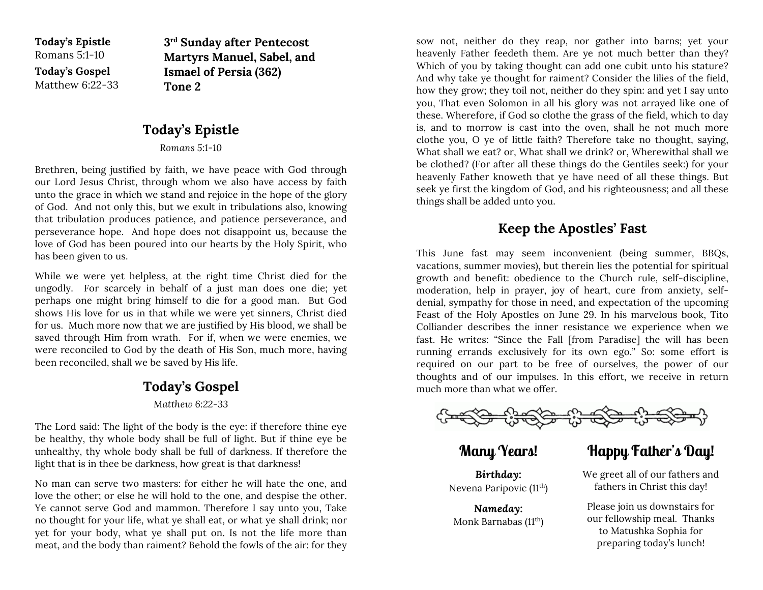**Today's Epistle**
Romans 5:1-10

**Today's Gospel**
Matthew 6:22-33

**3rd Sunday after Pentecost**
**Martyrs Manuel, Sabel, and Ismael of Persia (362)**
**Tone 2**

## Today's Epistle

*Romans 5:1-10*

Brethren, being justified by faith, we have peace with God through our Lord Jesus Christ, through whom we also have access by faith unto the grace in which we stand and rejoice in the hope of the glory of God. And not only this, but we exult in tribulations also, knowing that tribulation produces patience, and patience perseverance, and perseverance hope. And hope does not disappoint us, because the love of God has been poured into our hearts by the Holy Spirit, who has been given to us.

While we were yet helpless, at the right time Christ died for the ungodly. For scarcely in behalf of a just man does one die; yet perhaps one might bring himself to die for a good man. But God shows His love for us in that while we were yet sinners, Christ died for us. Much more now that we are justified by His blood, we shall be saved through Him from wrath. For if, when we were enemies, we were reconciled to God by the death of His Son, much more, having been reconciled, shall we be saved by His life.

## Today's Gospel

*Matthew 6:22-33*

The Lord said: The light of the body is the eye: if therefore thine eye be healthy, thy whole body shall be full of light. But if thine eye be unhealthy, thy whole body shall be full of darkness. If therefore the light that is in thee be darkness, how great is that darkness!

No man can serve two masters: for either he will hate the one, and love the other; or else he will hold to the one, and despise the other. Ye cannot serve God and mammon. Therefore I say unto you, Take no thought for your life, what ye shall eat, or what ye shall drink; nor yet for your body, what ye shall put on. Is not the life more than meat, and the body than raiment? Behold the fowls of the air: for they sow not, neither do they reap, nor gather into barns; yet your heavenly Father feedeth them. Are ye not much better than they? Which of you by taking thought can add one cubit unto his stature? And why take ye thought for raiment? Consider the lilies of the field, how they grow; they toil not, neither do they spin: and yet I say unto you, That even Solomon in all his glory was not arrayed like one of these. Wherefore, if God so clothe the grass of the field, which to day is, and to morrow is cast into the oven, shall he not much more clothe you, O ye of little faith? Therefore take no thought, saying, What shall we eat? or, What shall we drink? or, Wherewithal shall we be clothed? (For after all these things do the Gentiles seek:) for your heavenly Father knoweth that ye have need of all these things. But seek ye first the kingdom of God, and his righteousness; and all these things shall be added unto you.

## Keep the Apostles' Fast

This June fast may seem inconvenient (being summer, BBQs, vacations, summer movies), but therein lies the potential for spiritual growth and benefit: obedience to the Church rule, self-discipline, moderation, help in prayer, joy of heart, cure from anxiety, self-denial, sympathy for those in need, and expectation of the upcoming Feast of the Holy Apostles on June 29. In his marvelous book, Tito Colliander describes the inner resistance we experience when we fast. He writes: "Since the Fall [from Paradise] the will has been running errands exclusively for its own ego." So: some effort is required on our part to be free of ourselves, the power of our thoughts and of our impulses. In this effort, we receive in return much more than what we offer.

## Many Years!

***Birthday:***
Nevena Paripovic (11th)

***Nameday:***
Monk Barnabas (11th)

## Happy Father's Day!

We greet all of our fathers and fathers in Christ this day!

Please join us downstairs for our fellowship meal. Thanks to Matushka Sophia for preparing today's lunch!